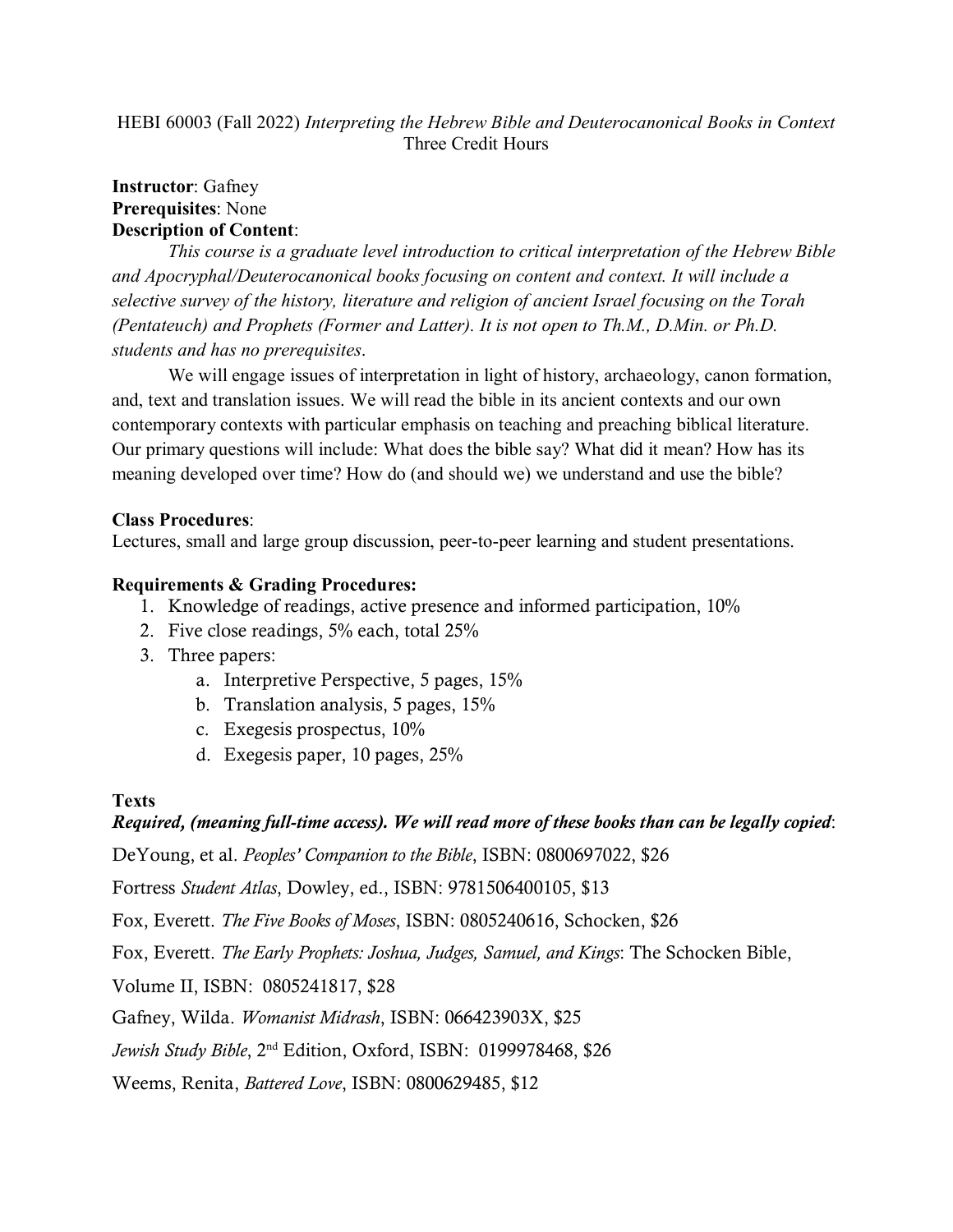HEBI 60003 (Fall 2022) *Interpreting the Hebrew Bible and Deuterocanonical Books in Context*
Three Credit Hours

**Instructor**: Gafney
**Prerequisites**: None
**Description of Content**:

*This course is a graduate level introduction to critical interpretation of the Hebrew Bible and Apocryphal/Deuterocanonical books focusing on content and context. It will include a selective survey of the history, literature and religion of ancient Israel focusing on the Torah (Pentateuch) and Prophets (Former and Latter). It is not open to Th.M., D.Min. or Ph.D. students and has no prerequisites.*

We will engage issues of interpretation in light of history, archaeology, canon formation, and, text and translation issues. We will read the bible in its ancient contexts and our own contemporary contexts with particular emphasis on teaching and preaching biblical literature. Our primary questions will include: What does the bible say? What did it mean? How has its meaning developed over time? How do (and should we) we understand and use the bible?

**Class Procedures**:
Lectures, small and large group discussion, peer-to-peer learning and student presentations.

**Requirements & Grading Procedures:**

1. Knowledge of readings, active presence and informed participation, 10%
2. Five close readings, 5% each, total 25%
3. Three papers:
   a. Interpretive Perspective, 5 pages, 15%
   b. Translation analysis, 5 pages, 15%
   c. Exegesis prospectus, 10%
   d. Exegesis paper, 10 pages, 25%

**Texts**

***Required, (meaning full-time access). We will read more of these books than can be legally copied***:

DeYoung, et al. *Peoples' Companion to the Bible*, ISBN: 0800697022, $26

Fortress *Student Atlas*, Dowley, ed., ISBN: 9781506400105, $13

Fox, Everett. *The Five Books of Moses*, ISBN: 0805240616, Schocken, $26

Fox, Everett. *The Early Prophets: Joshua, Judges, Samuel, and Kings*: The Schocken Bible, Volume II, ISBN: 0805241817, $28

Gafney, Wilda. *Womanist Midrash*, ISBN: 066423903X, $25

*Jewish Study Bible*, 2nd Edition, Oxford, ISBN: 0199978468, $26

Weems, Renita, *Battered Love*, ISBN: 0800629485, $12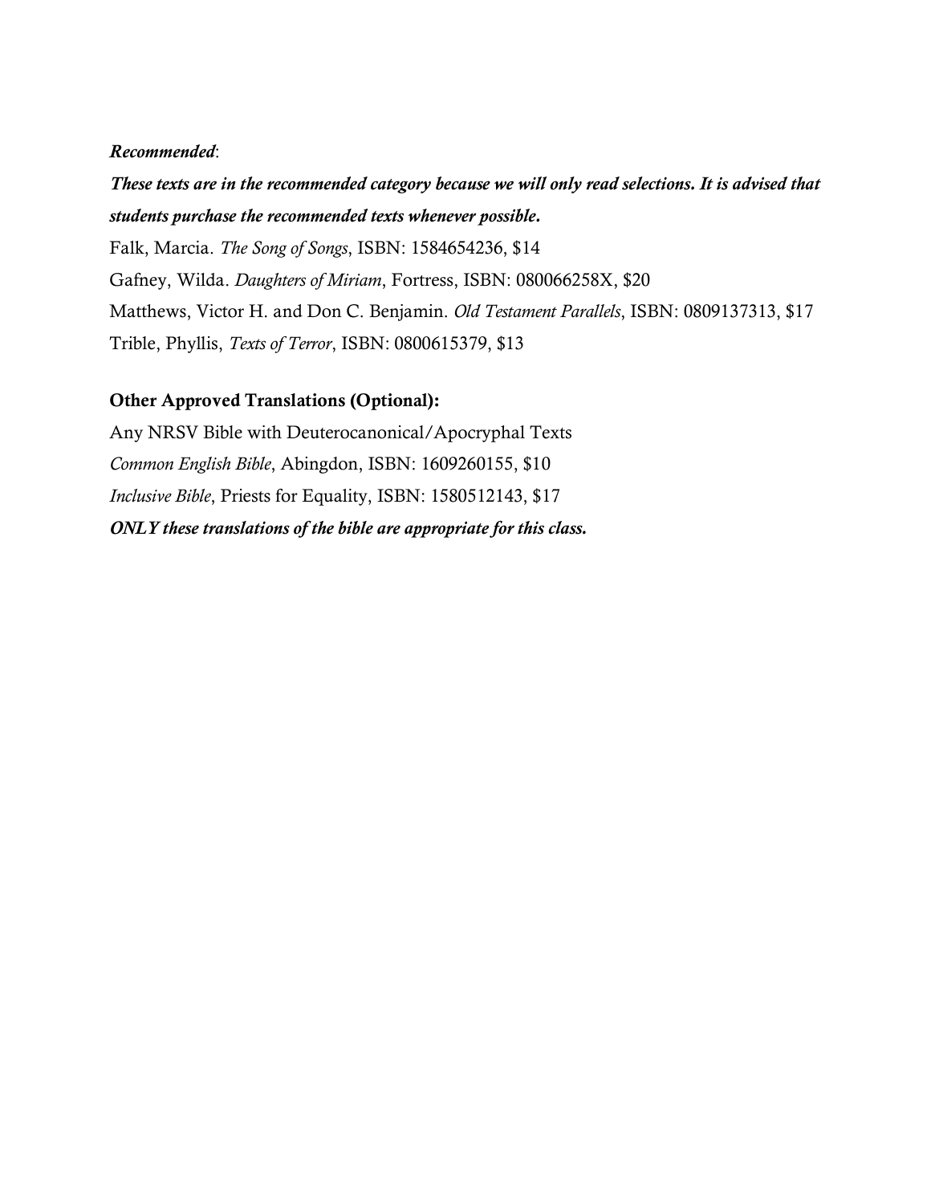***Recommended***:

***These texts are in the recommended category because we will only read selections. It is advised that students purchase the recommended texts whenever possible.***

Falk, Marcia. *The Song of Songs*, ISBN: 1584654236, $14

Gafney, Wilda. *Daughters of Miriam*, Fortress, ISBN: 080066258X, $20

Matthews, Victor H. and Don C. Benjamin. *Old Testament Parallels*, ISBN: 0809137313, $17

Trible, Phyllis, *Texts of Terror*, ISBN: 0800615379, $13

**Other Approved Translations (Optional):**

Any NRSV Bible with Deuterocanonical/Apocryphal Texts

*Common English Bible*, Abingdon, ISBN: 1609260155, $10

*Inclusive Bible*, Priests for Equality, ISBN: 1580512143, $17

***ONLY these translations of the bible are appropriate for this class.***